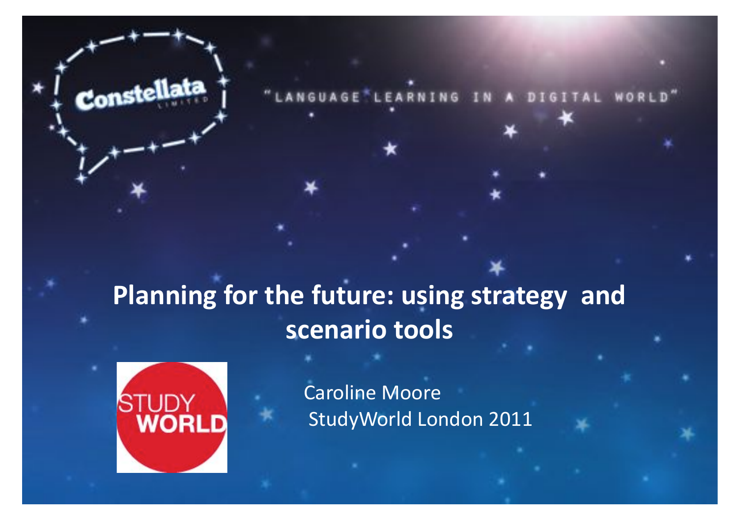Constellata LIMITED

"LANGUAGE LEARNING IN A DIGITAL WORLD"

# Planning for the future: using strategy and scenario tools

STUDY WORLD

Caroline Moore
StudyWorld London 2011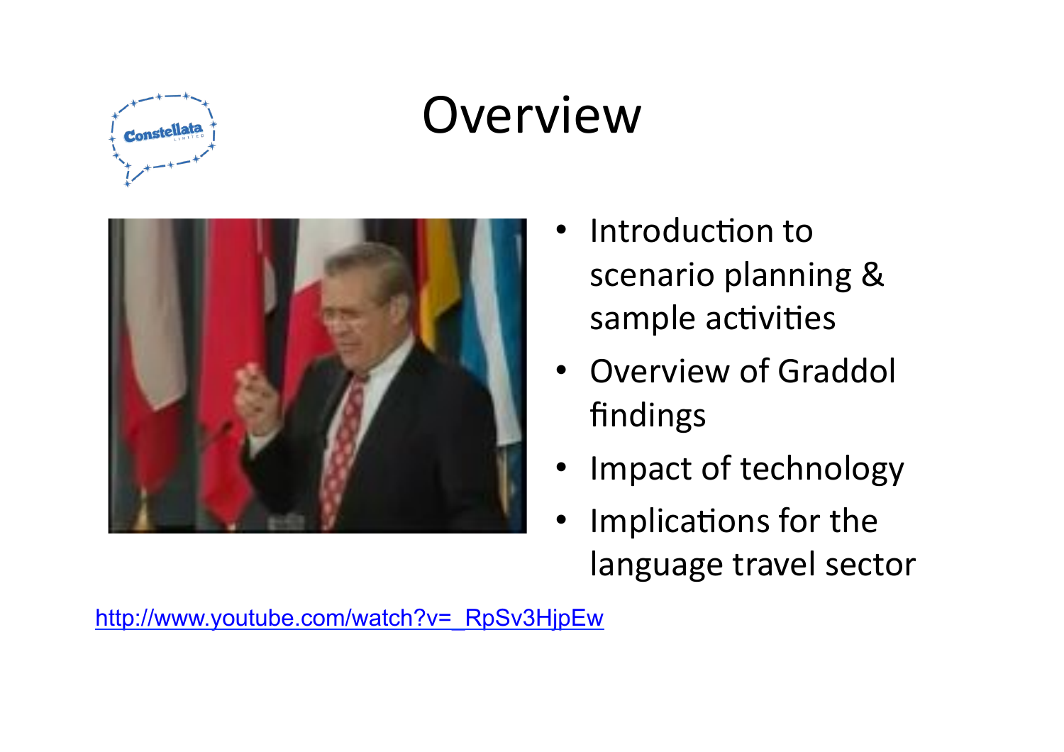# Overview

- Introduction to scenario planning & sample activities
- Overview of Graddol findings
- Impact of technology
- Implications for the language travel sector

http://www.youtube.com/watch?v=_RpSv3HjpEw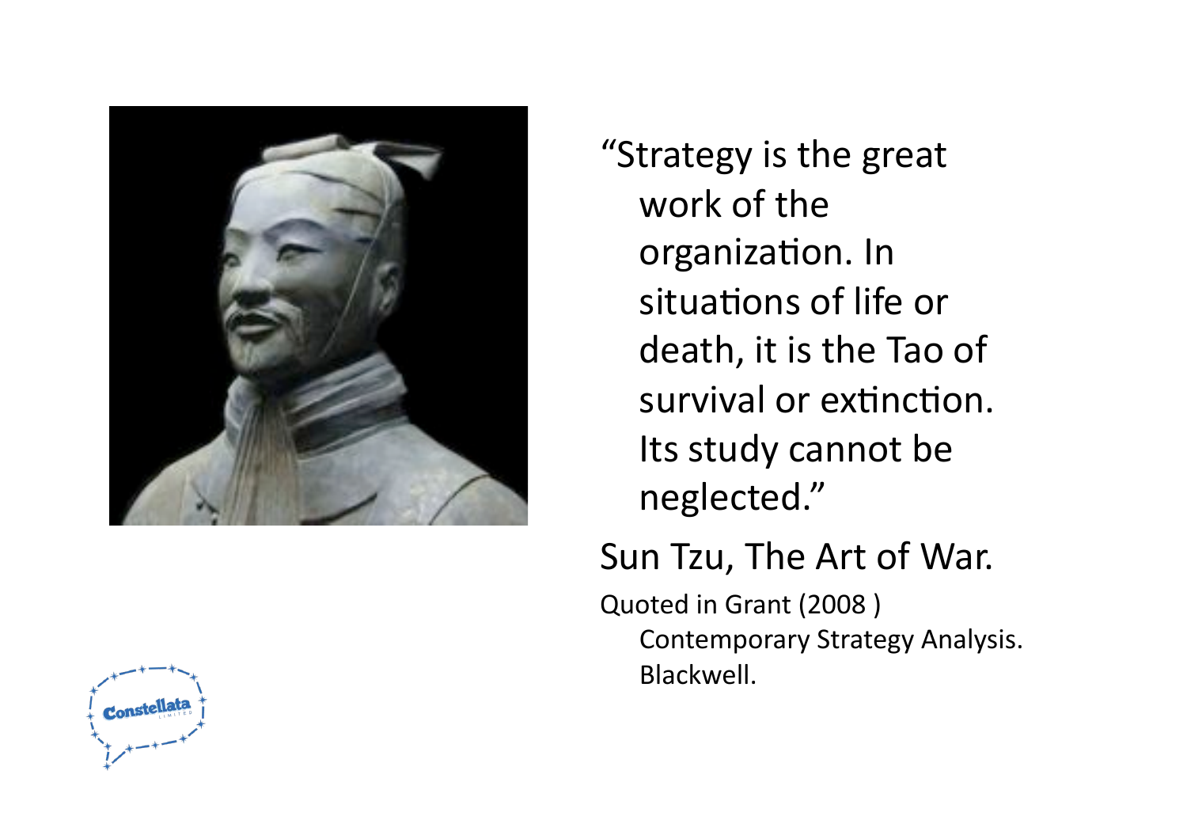"Strategy is the great work of the organization. In situations of life or death, it is the Tao of survival or extinction. Its study cannot be neglected."

Sun Tzu, The Art of War.

Quoted in Grant (2008 ) Contemporary Strategy Analysis. Blackwell.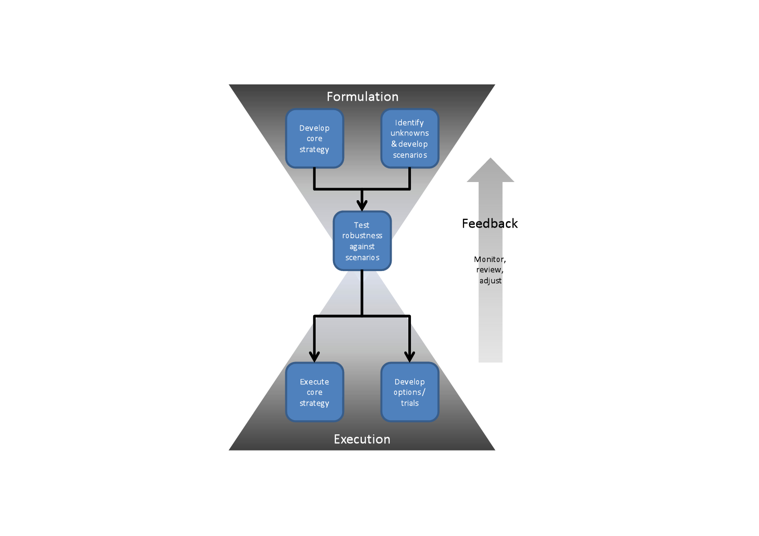Formulation

Develop core strategy

Identify unknowns & develop scenarios

Test robustness against scenarios

Execute core strategy

Develop options/ trials

Execution

Feedback

Monitor, review, adjust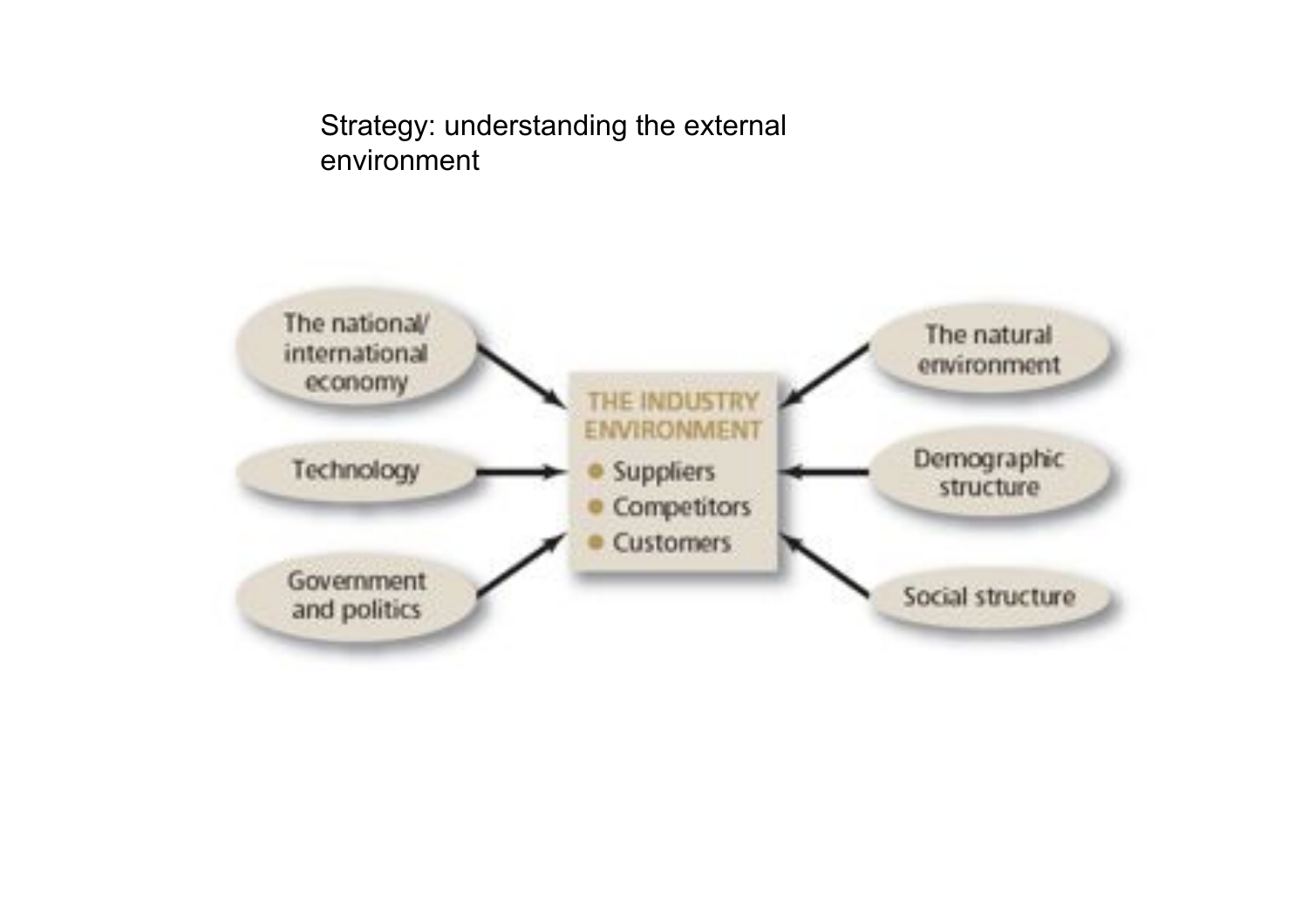Strategy: understanding the external environment

The national/international economy

Technology

Government and politics

**THE INDUSTRY ENVIRONMENT**

- Suppliers
- Competitors
- Customers

The natural environment

Demographic structure

Social structure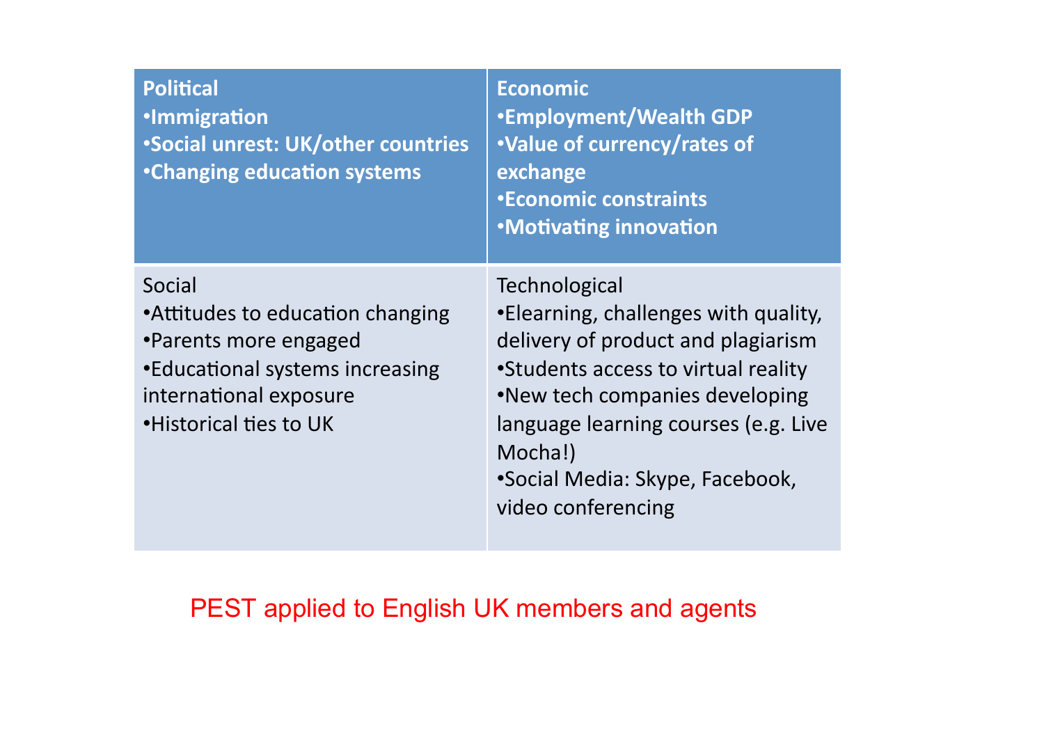| **Political**<br>• **Immigration**<br>• **Social unrest: UK/other countries**<br>• **Changing education systems** | **Economic**<br>• **Employment/Wealth GDP**<br>• **Value of currency/rates of exchange**<br>• **Economic constraints**<br>• **Motivating innovation** |
|---|---|
| Social<br>• Attitudes to education changing<br>• Parents more engaged<br>• Educational systems increasing international exposure<br>• Historical ties to UK | Technological<br>• Elearning, challenges with quality, delivery of product and plagiarism<br>• Students access to virtual reality<br>• New tech companies developing language learning courses (e.g. Live Mocha!)<br>• Social Media: Skype, Facebook, video conferencing |

PEST applied to English UK members and agents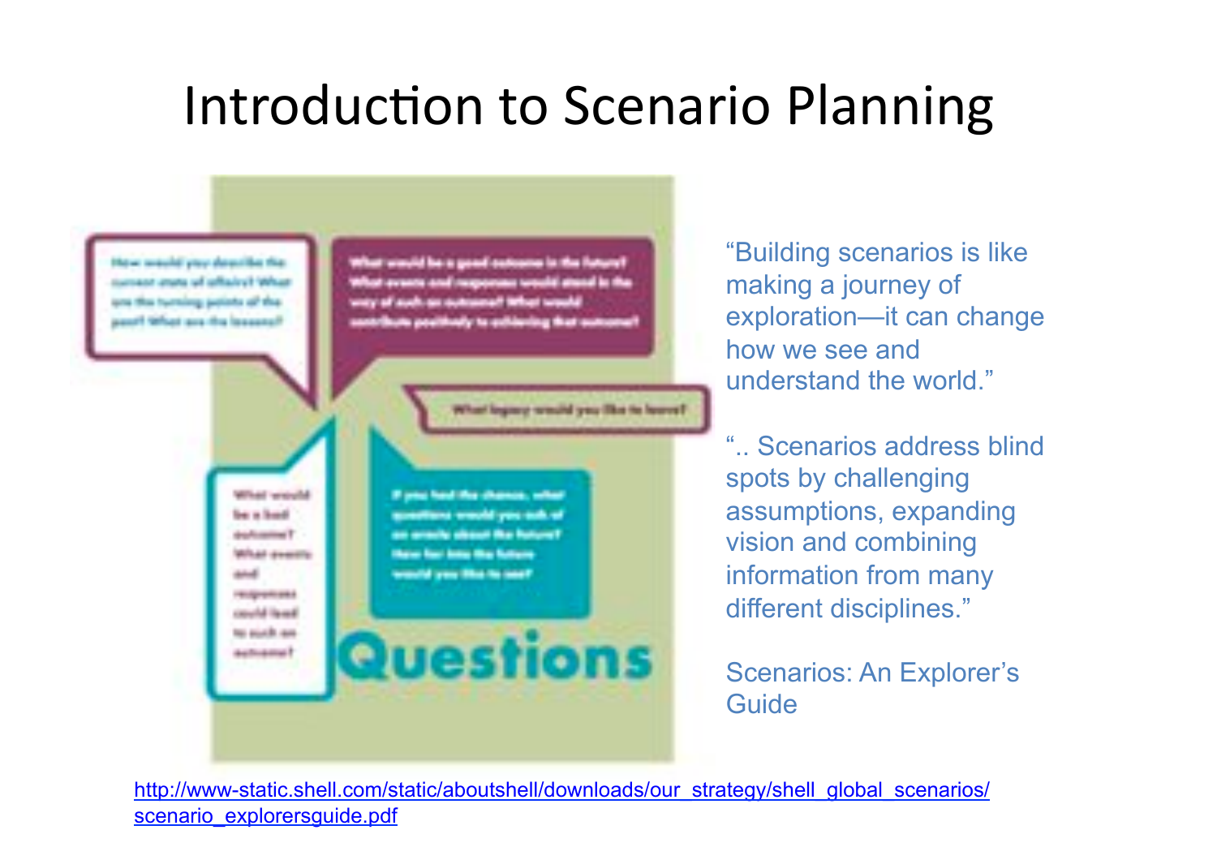# Introduction to Scenario Planning

How would you describe the current state of affairs? What are the turning points of the past? What are the lessons?

What would be a good outcome in the future? What events and responses would stand in the way of such an outcome? What would contribute positively to achieving that outcome?

What legacy would you like to leave?

What would be a bad outcome? What events and responses could lead to such an outcome?

If you had the chance, what questions would you ask of an oracle about the future? How far into the future would you like to see?

Questions

"Building scenarios is like making a journey of exploration—it can change how we see and understand the world."

".. Scenarios address blind spots by challenging assumptions, expanding vision and combining information from many different disciplines."

Scenarios: An Explorer's Guide

http://www-static.shell.com/static/aboutshell/downloads/our_strategy/shell_global_scenarios/scenario_explorersguide.pdf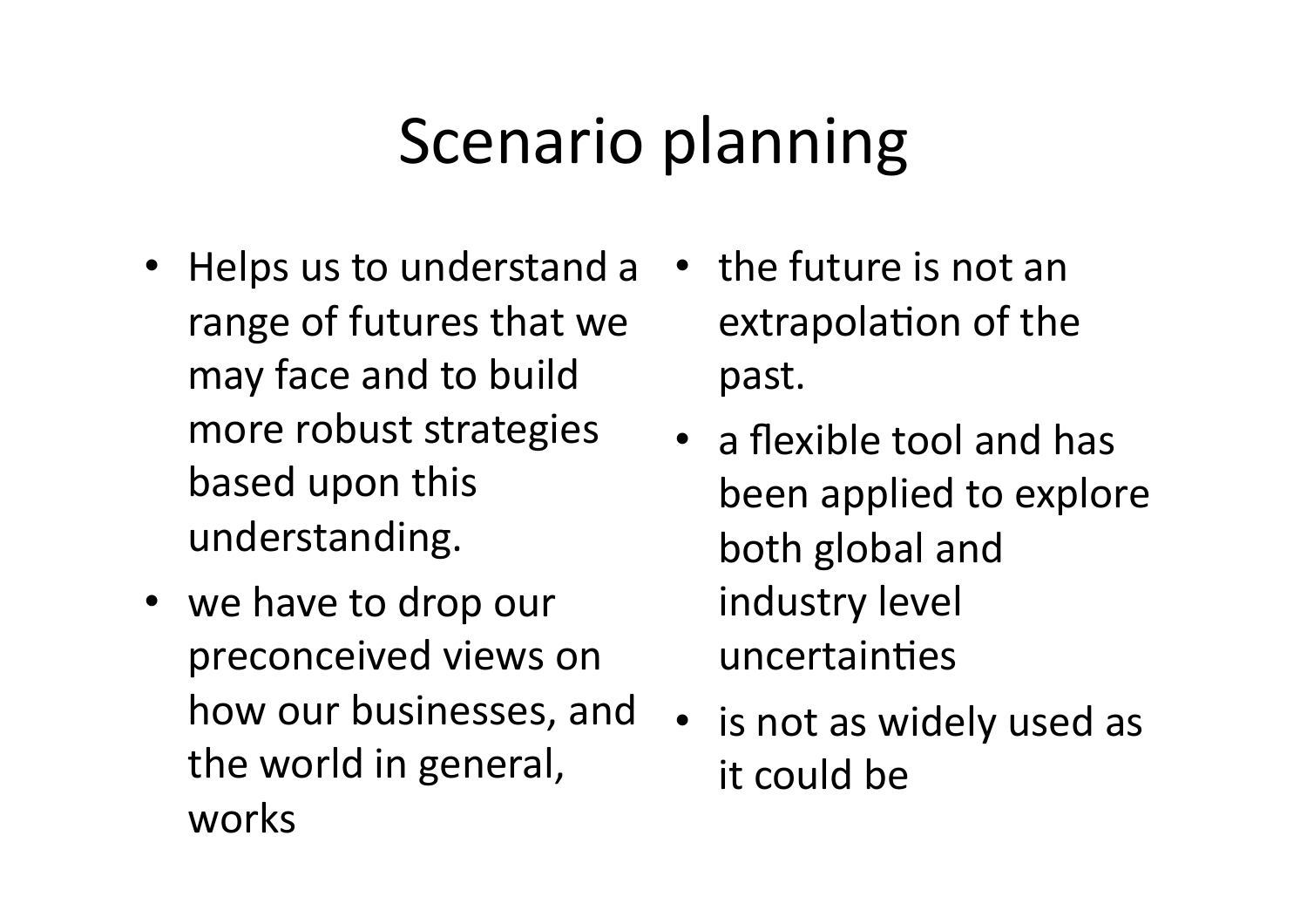# Scenario planning

- Helps us to understand a range of futures that we may face and to build more robust strategies based upon this understanding.
- we have to drop our preconceived views on how our businesses, and the world in general, works
- the future is not an extrapolation of the past.
- a flexible tool and has been applied to explore both global and industry level uncertainties
- is not as widely used as it could be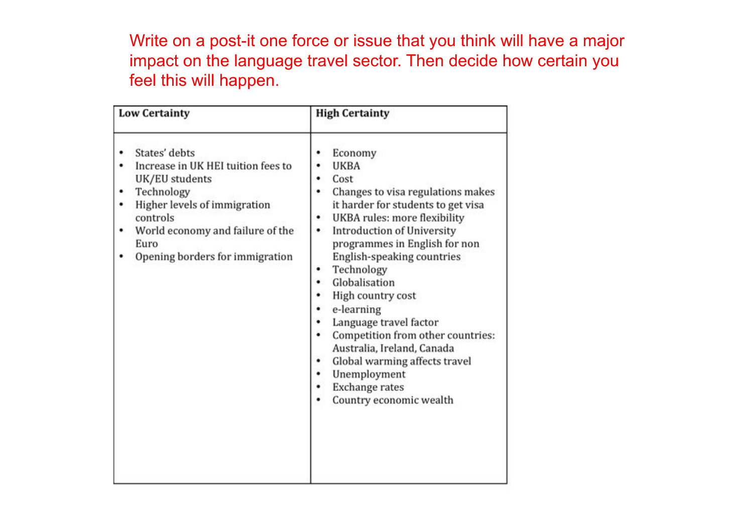Write on a post-it one force or issue that you think will have a major impact on the language travel sector. Then decide how certain you feel this will happen.

| Low Certainty | High Certainty |
|---|---|
| • States' debts<br>• Increase in UK HEI tuition fees to UK/EU students<br>• Technology<br>• Higher levels of immigration controls<br>• World economy and failure of the Euro<br>• Opening borders for immigration | • Economy<br>• UKBA<br>• Cost<br>• Changes to visa regulations makes it harder for students to get visa<br>• UKBA rules: more flexibility<br>• Introduction of University programmes in English for non English-speaking countries<br>• Technology<br>• Globalisation<br>• High country cost<br>• e-learning<br>• Language travel factor<br>• Competition from other countries: Australia, Ireland, Canada<br>• Global warming affects travel<br>• Unemployment<br>• Exchange rates<br>• Country economic wealth |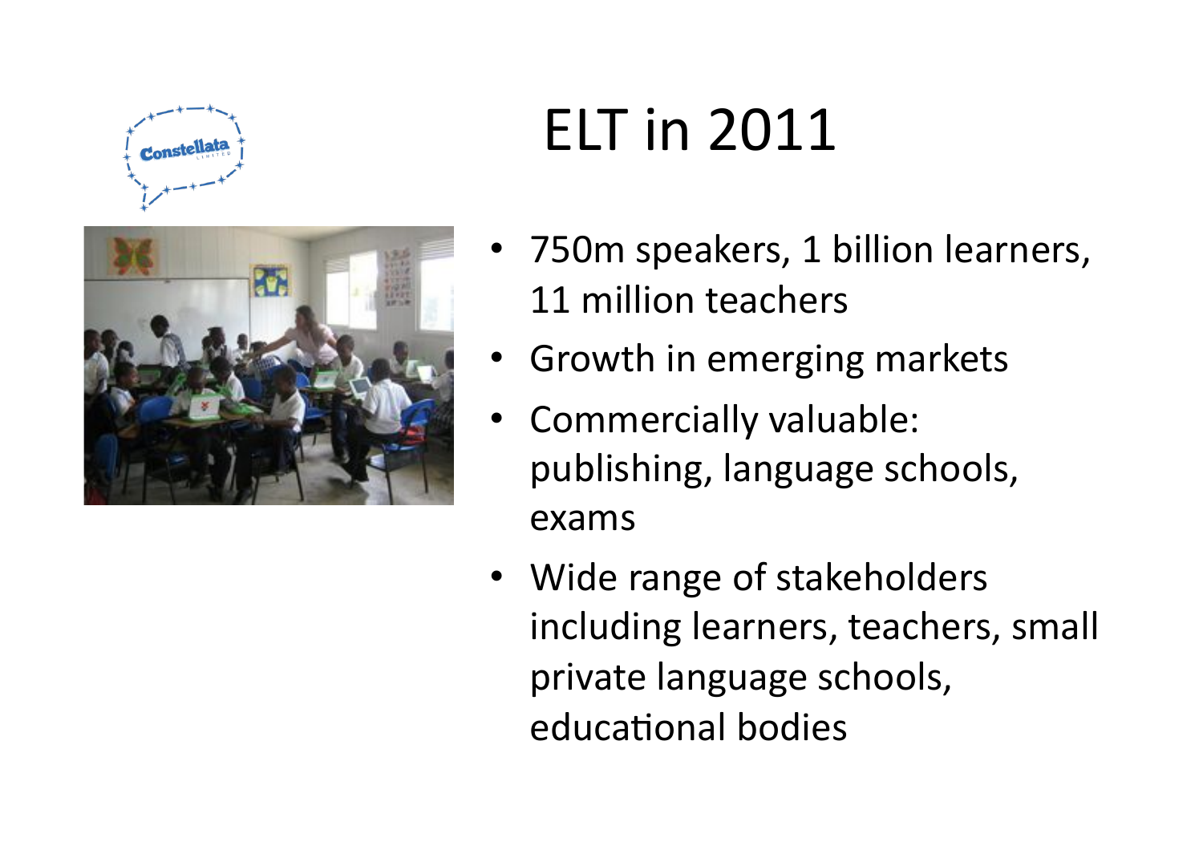# ELT in 2011

- 750m speakers, 1 billion learners, 11 million teachers
- Growth in emerging markets
- Commercially valuable: publishing, language schools, exams
- Wide range of stakeholders including learners, teachers, small private language schools, educational bodies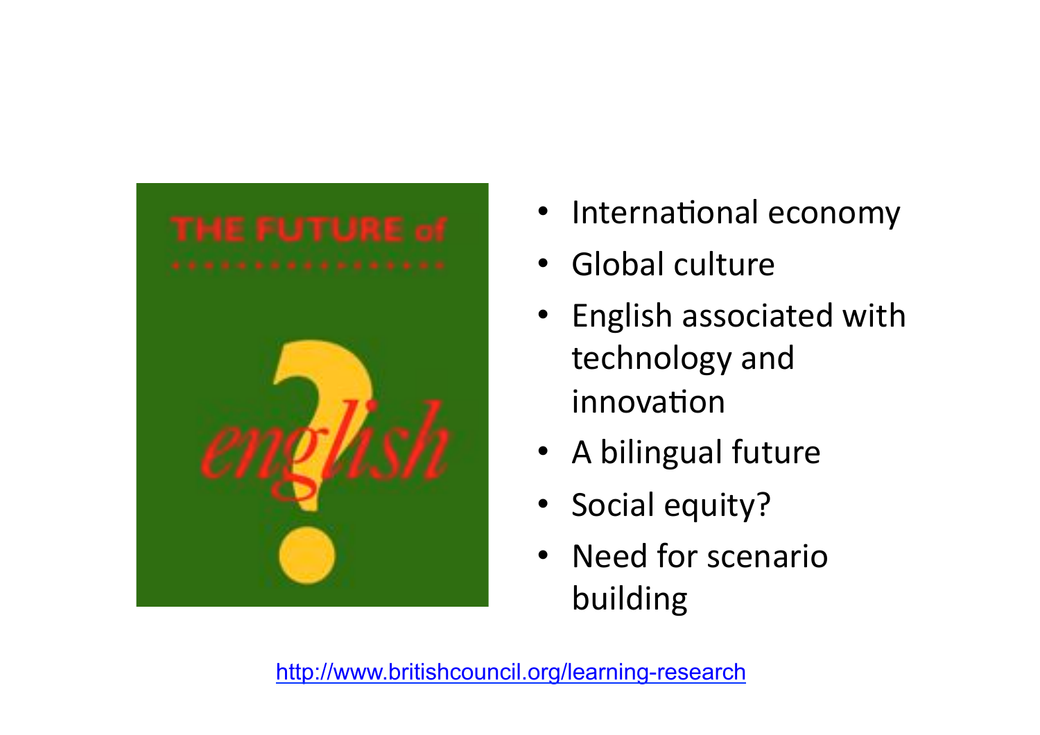THE FUTURE of

english

- International economy
- Global culture
- English associated with technology and innovation
- A bilingual future
- Social equity?
- Need for scenario building

http://www.britishcouncil.org/learning-research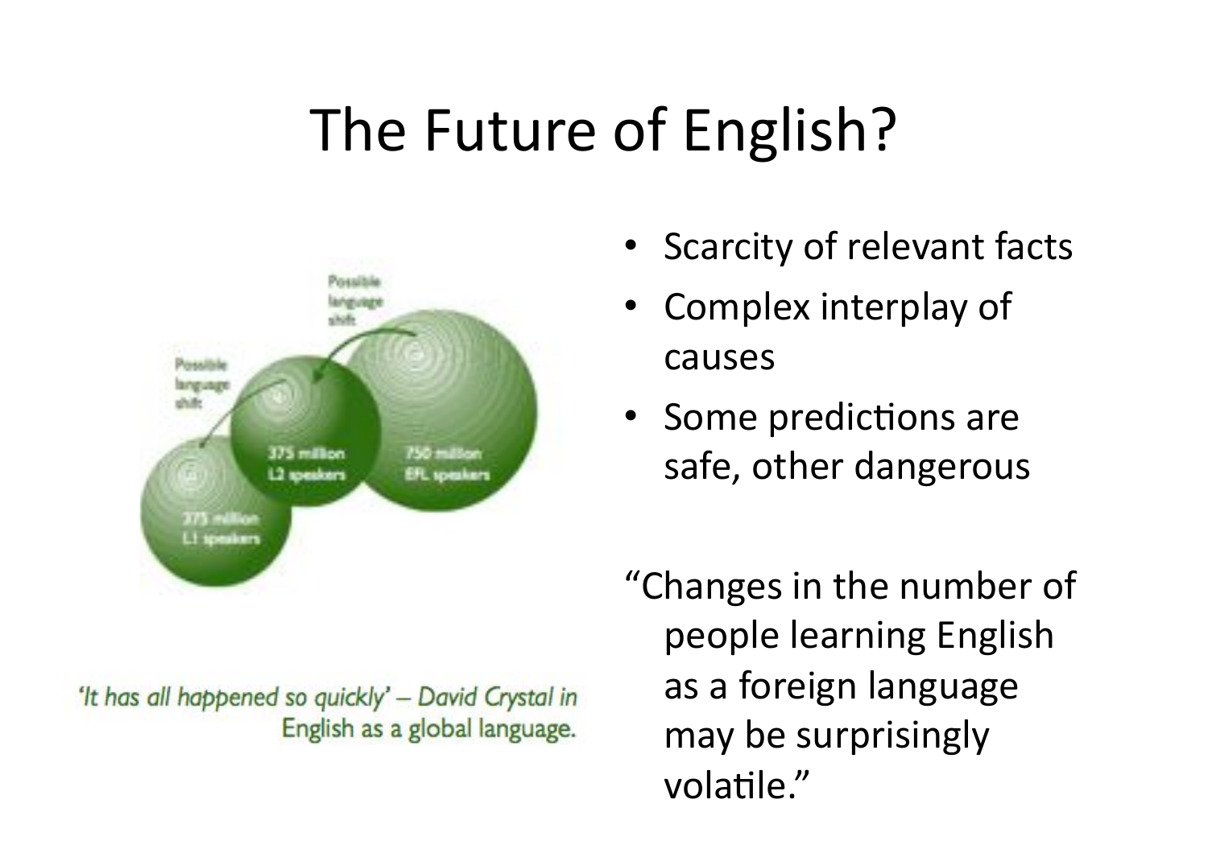# The Future of English?

- Scarcity of relevant facts
- Complex interplay of causes
- Some predictions are safe, other dangerous

"Changes in the number of people learning English as a foreign language may be surprisingly volatile."

*'It has all happened so quickly' – David Crystal in English as a global language.*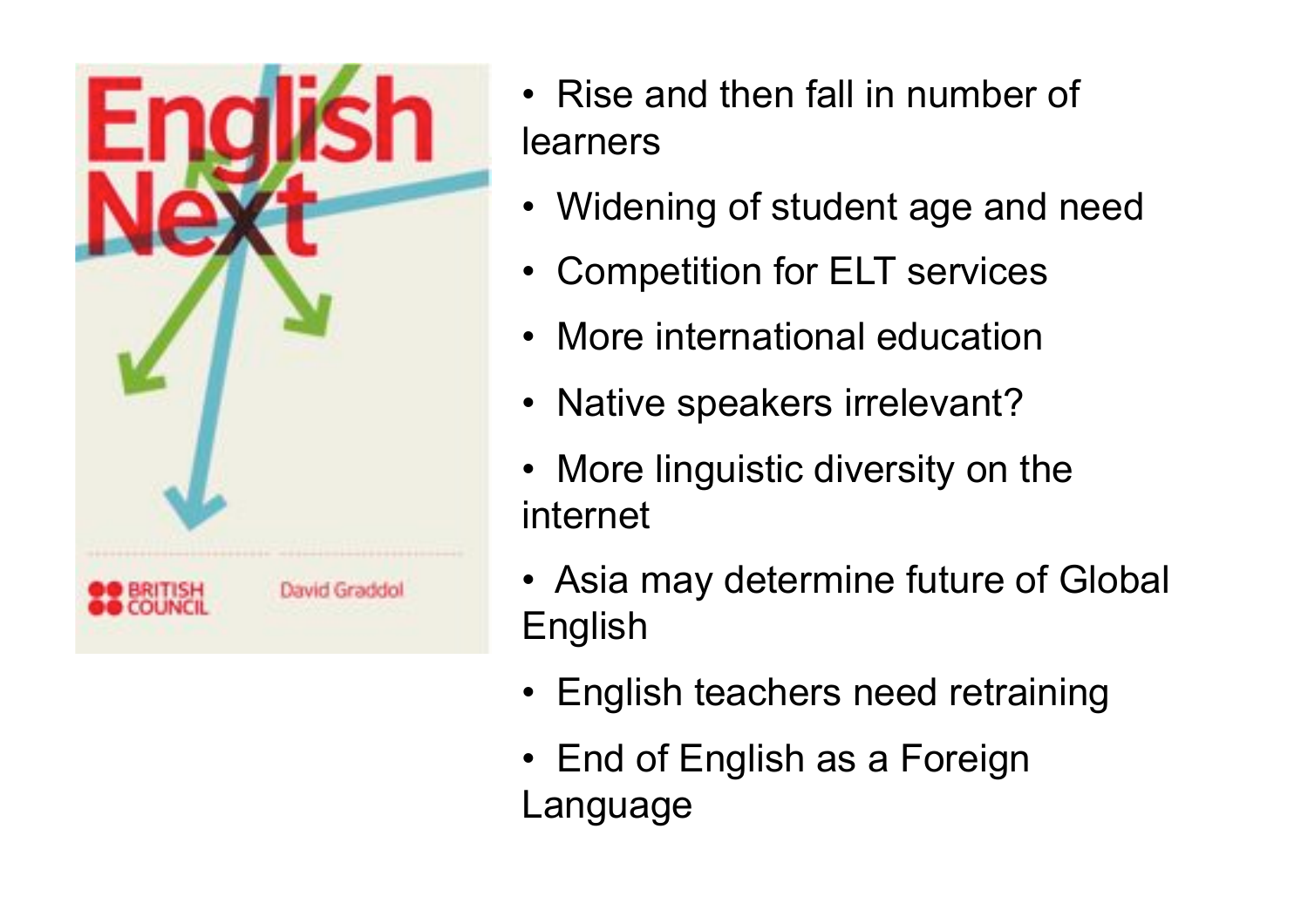- Rise and then fall in number of learners
- Widening of student age and need
- Competition for ELT services
- More international education
- Native speakers irrelevant?
- More linguistic diversity on the internet
- Asia may determine future of Global English
- English teachers need retraining
- End of English as a Foreign Language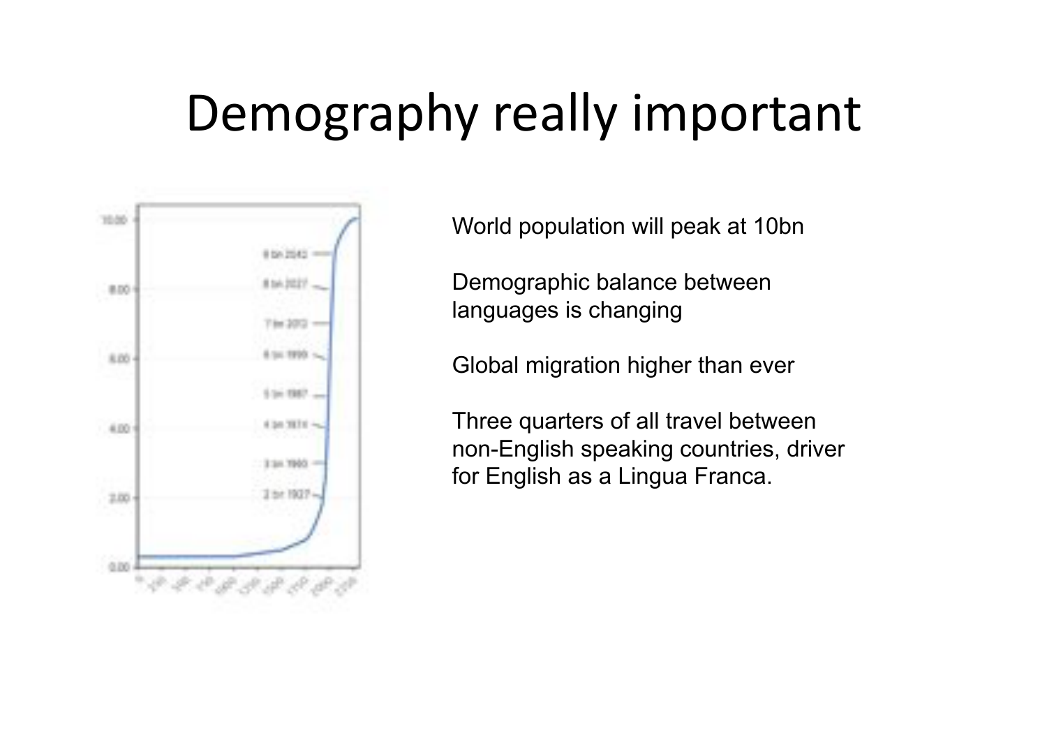# Demography really important

World population will peak at 10bn

Demographic balance between languages is changing

Global migration higher than ever

Three quarters of all travel between non-English speaking countries, driver for English as a Lingua Franca.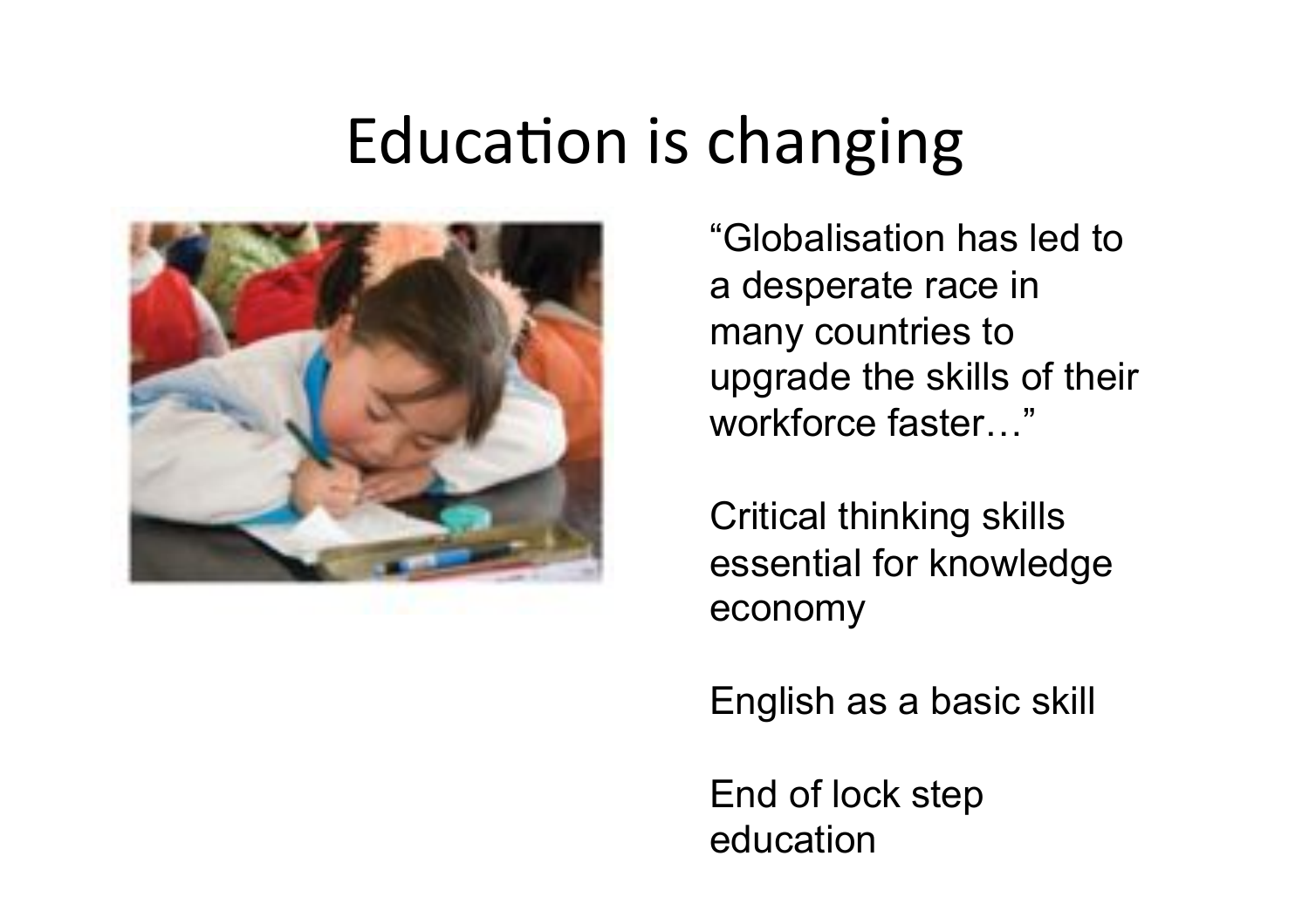# Education is changing

"Globalisation has led to a desperate race in many countries to upgrade the skills of their workforce faster…"

Critical thinking skills essential for knowledge economy

English as a basic skill

End of lock step education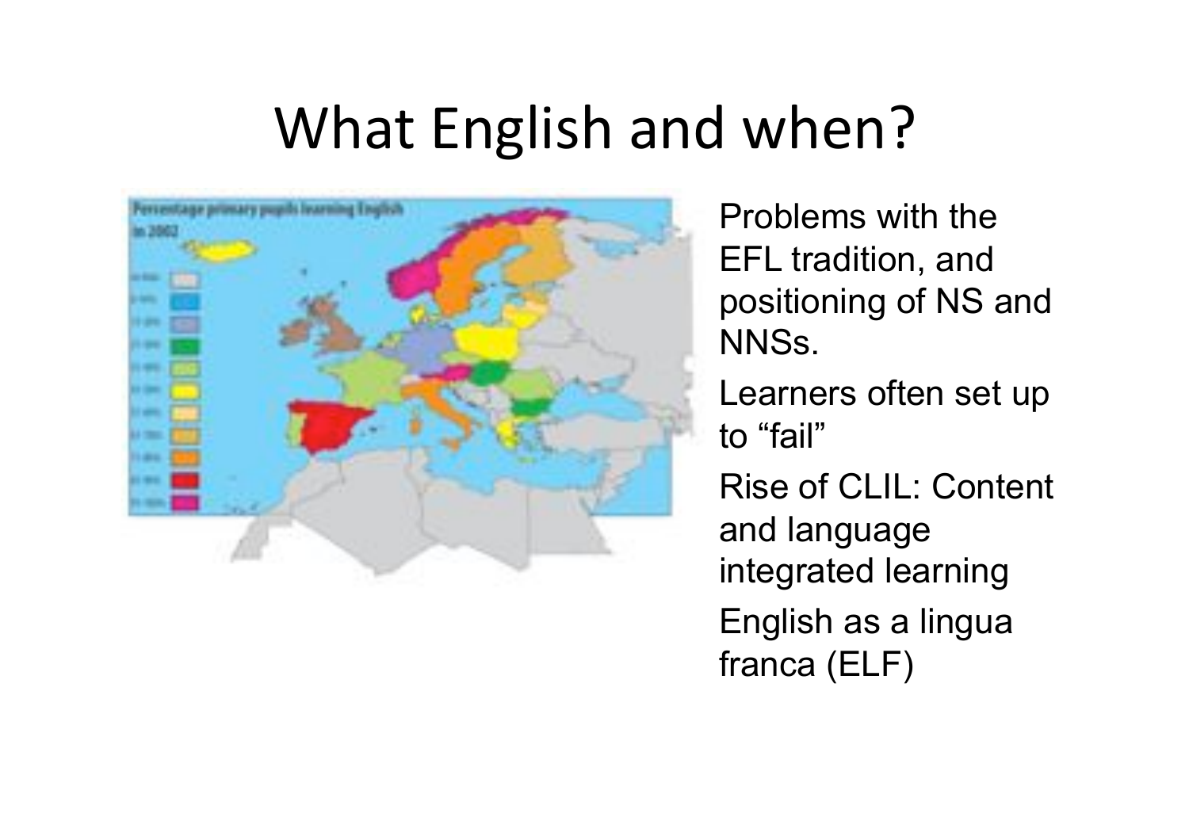# What English and when?

- Problems with the EFL tradition, and positioning of NS and NNSs.
- Learners often set up to “fail”
- Rise of CLIL: Content and language integrated learning
- English as a lingua franca (ELF)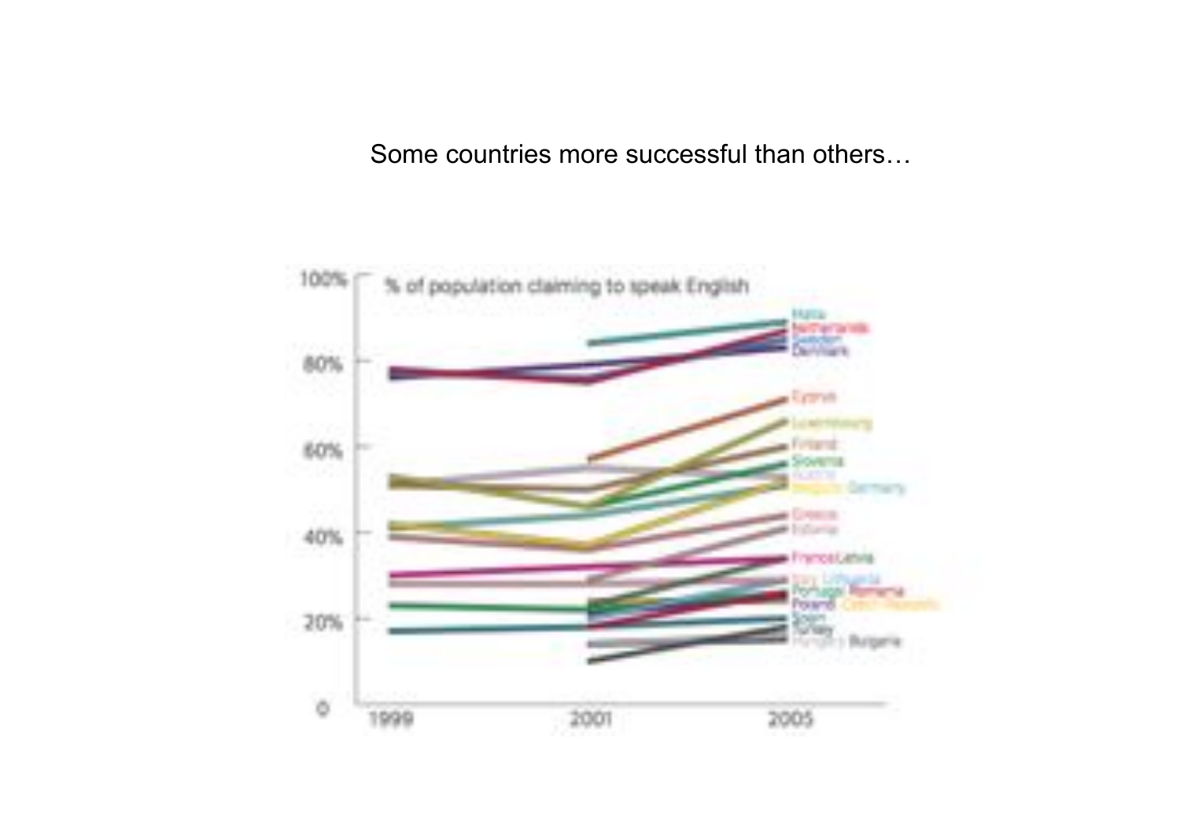Some countries more successful than others…

% of population claiming to speak English

100%

80%

60%

40%

20%

0

1999

2001

2005

Malta
Netherlands
Sweden
Denmark
Cyprus
Luxembourg
Finland
Slovenia
Austria
Belgium Germany
Greece
Estonia
France Latvia
Italy Lithuania
Portugal Romania
Poland Czech Republic
Spain
Turkey
Hungary Bulgaria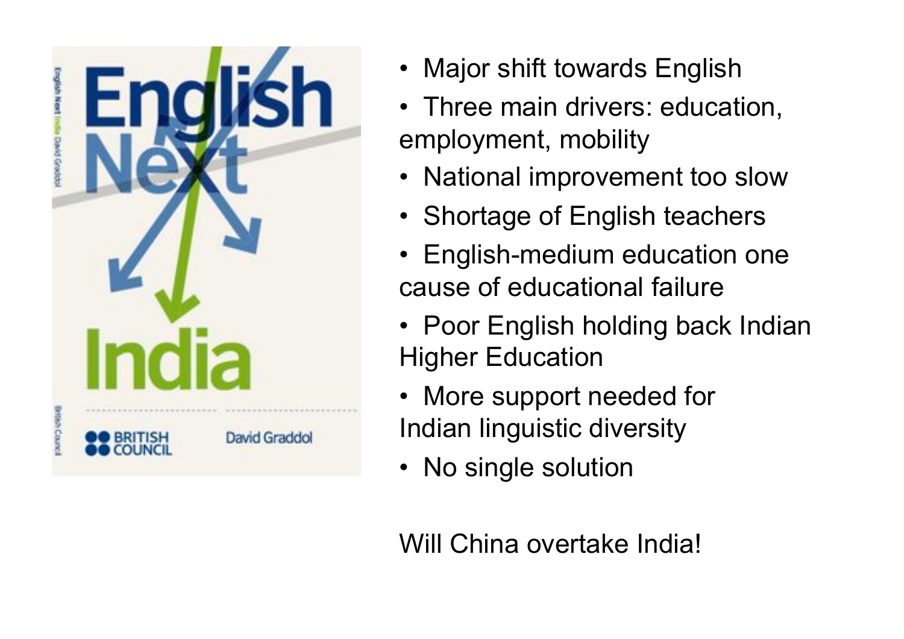- Major shift towards English
- Three main drivers: education, employment, mobility
- National improvement too slow
- Shortage of English teachers
- English-medium education one cause of educational failure
- Poor English holding back Indian Higher Education
- More support needed for Indian linguistic diversity
- No single solution

Will China overtake India!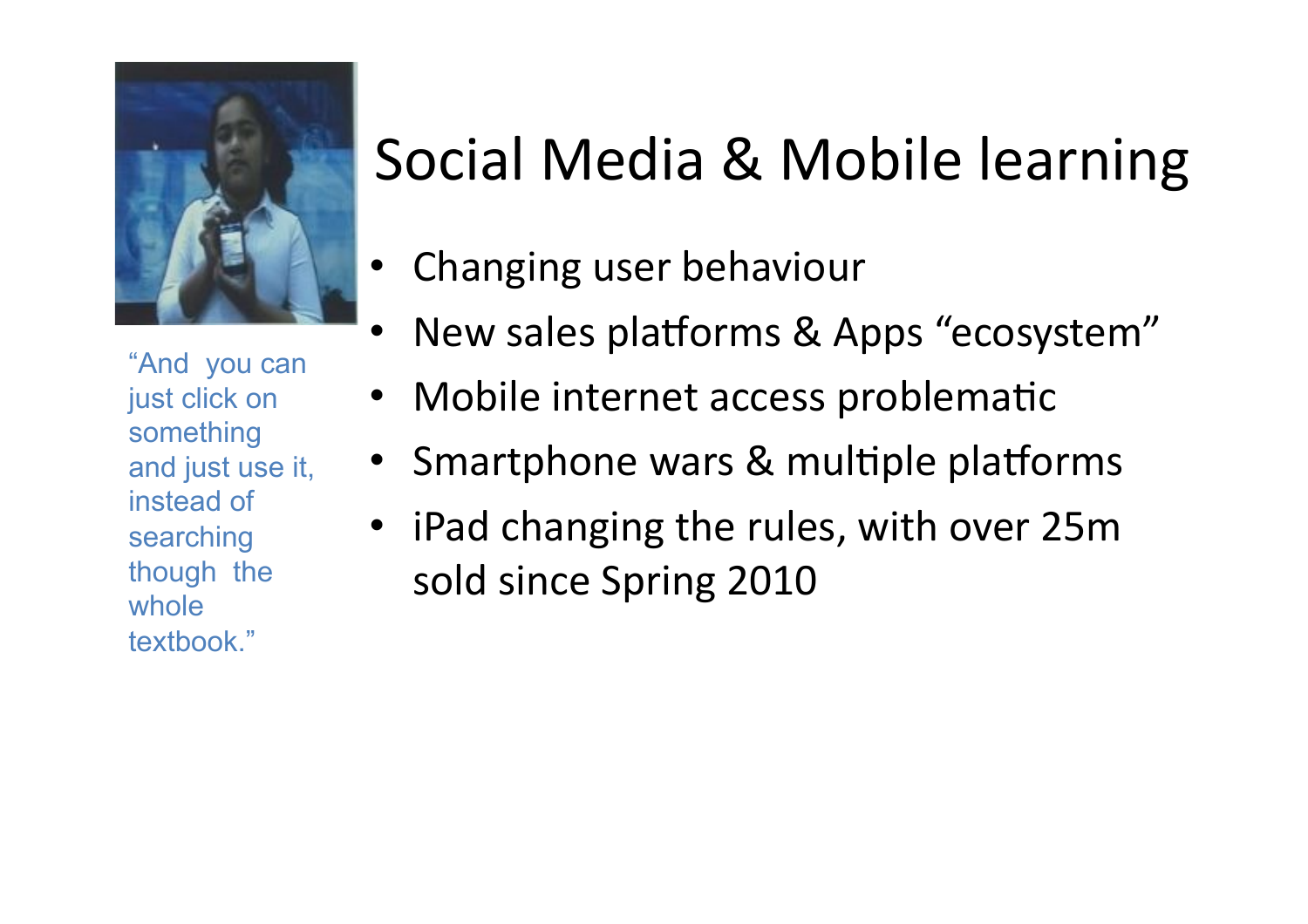# Social Media & Mobile learning

"And you can just click on something and just use it, instead of searching though the whole textbook."

- Changing user behaviour
- New sales platforms & Apps "ecosystem"
- Mobile internet access problematic
- Smartphone wars & multiple platforms
- iPad changing the rules, with over 25m sold since Spring 2010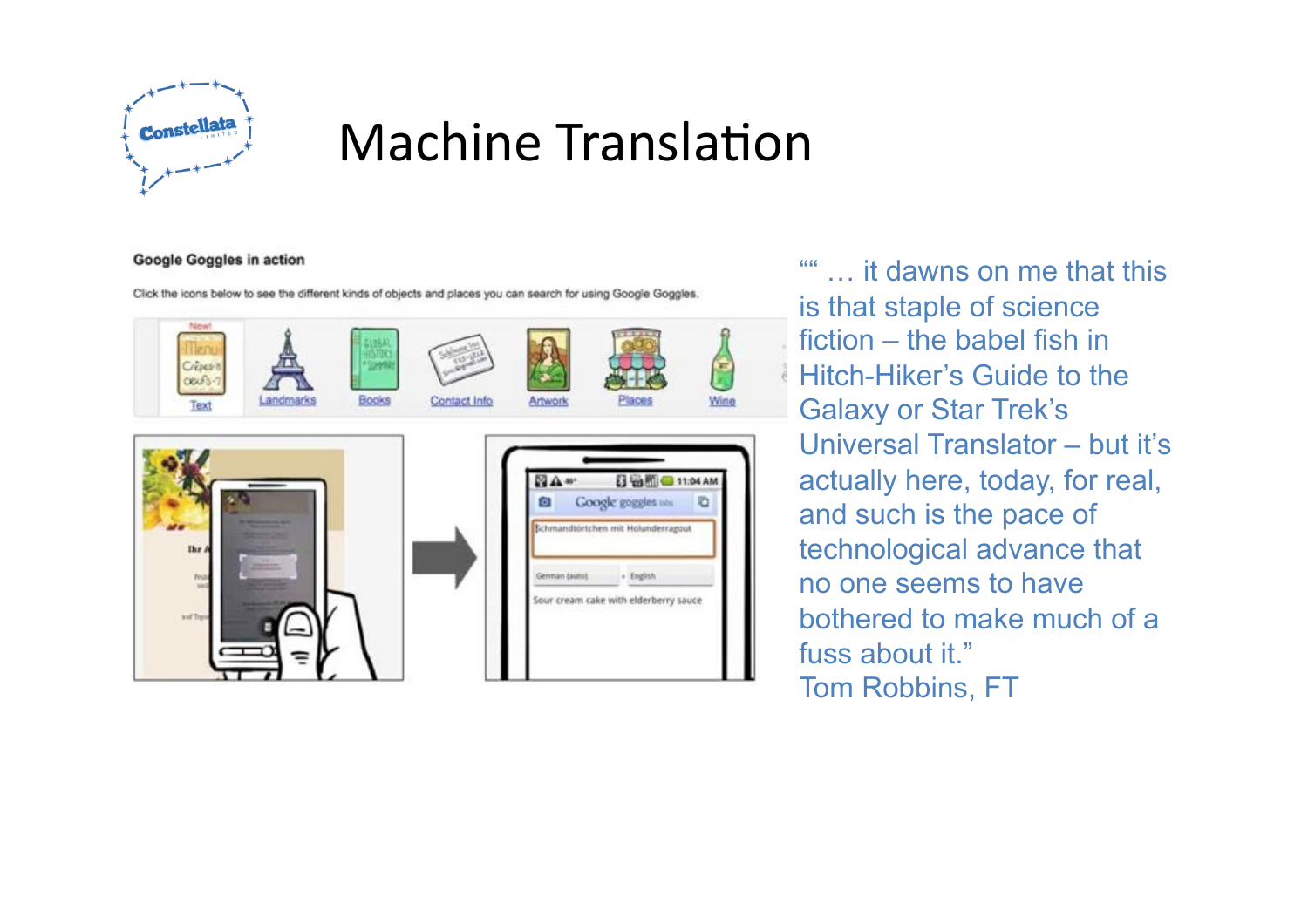# Machine Translation

**Google Goggles in action**

Click the icons below to see the different kinds of objects and places you can search for using Google Goggles.

Text | Landmarks | Books | Contact Info | Artwork | Places | Wine

Schmandtörtchen mit Holunderragout

German (auto) → English

Sour cream cake with elderberry sauce

"" … it dawns on me that this is that staple of science fiction – the babel fish in Hitch-Hiker's Guide to the Galaxy or Star Trek's Universal Translator – but it's actually here, today, for real, and such is the pace of technological advance that no one seems to have bothered to make much of a fuss about it."

Tom Robbins, FT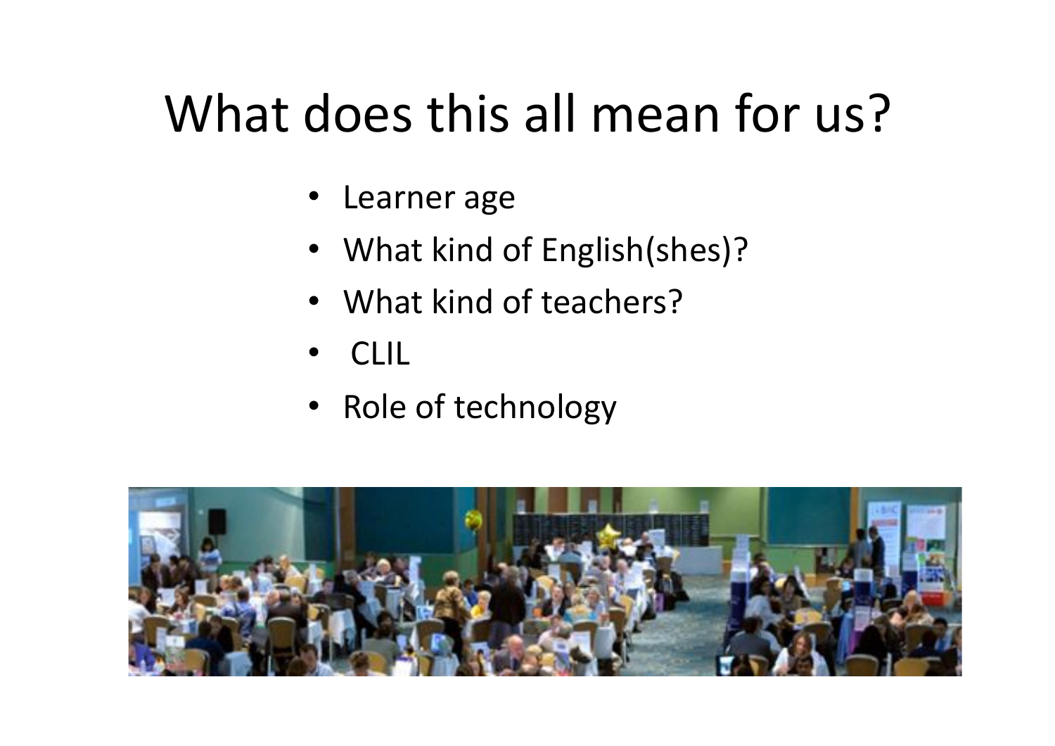# What does this all mean for us?

- Learner age
- What kind of English(shes)?
- What kind of teachers?
- CLIL
- Role of technology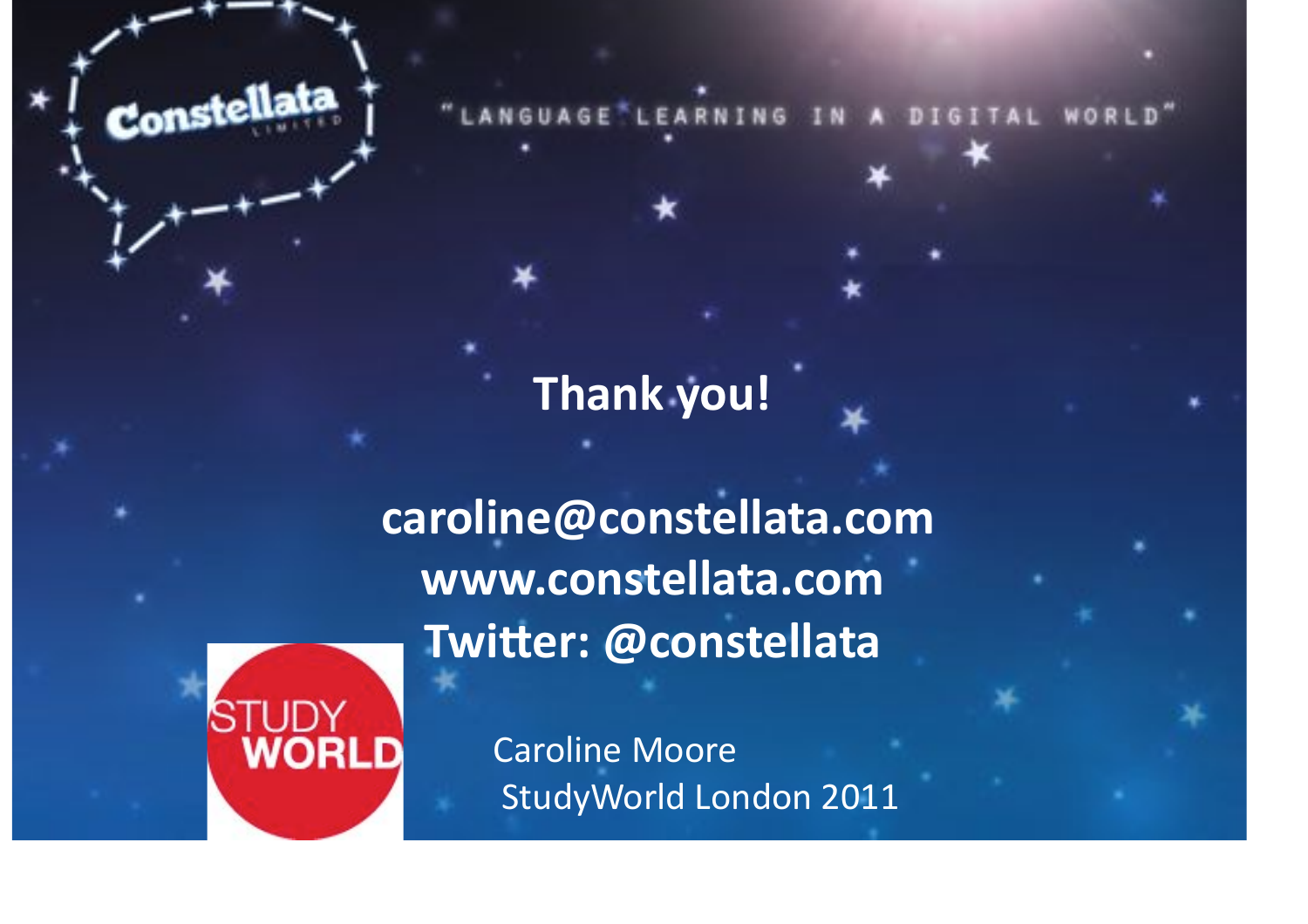Constellata LIMITED

"LANGUAGE LEARNING IN A DIGITAL WORLD"

**Thank you!**

**caroline@constellata.com**
**www.constellata.com**
**Twitter: @constellata**

STUDY WORLD

Caroline Moore
StudyWorld London 2011